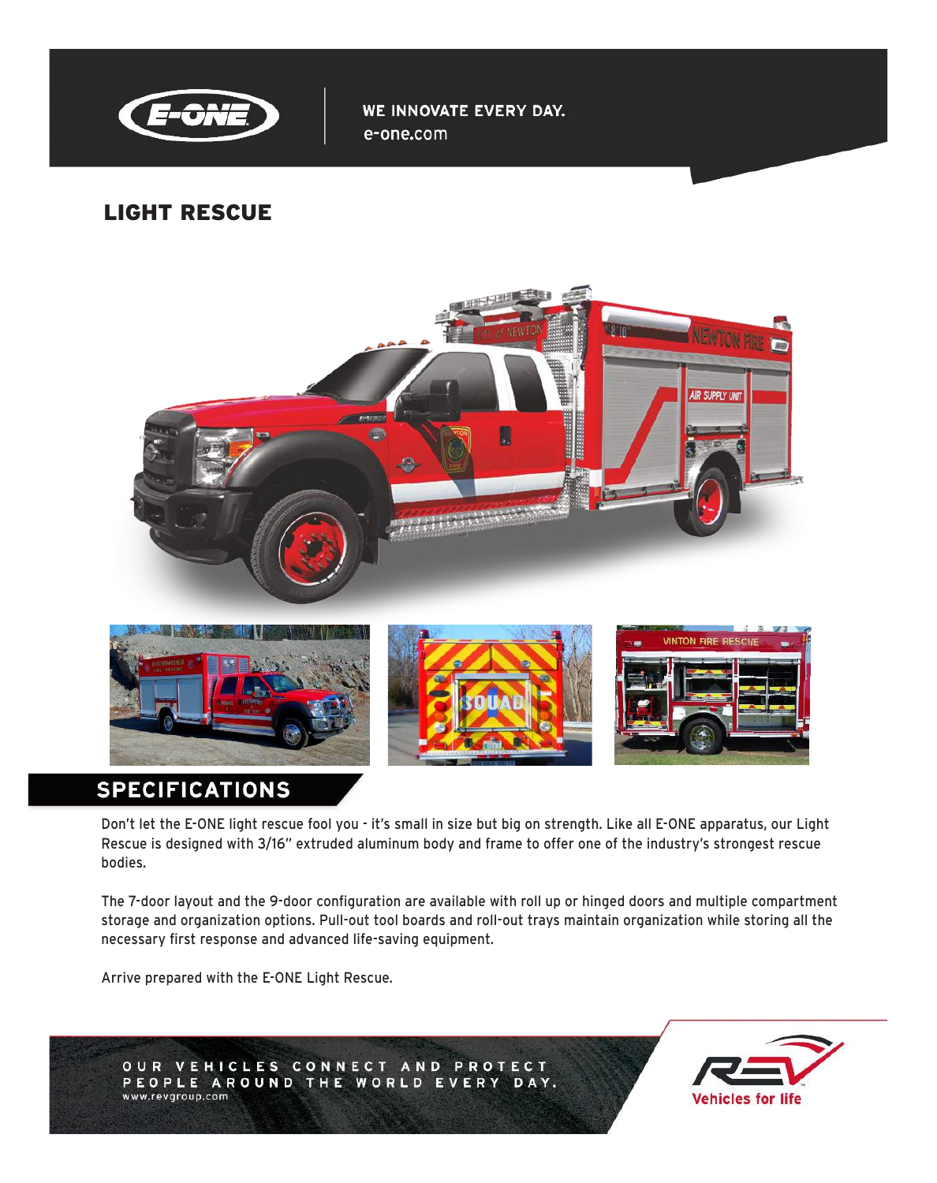WE INNOVATE EVERY DAY.
e-one.com

# LIGHT RESCUE

## SPECIFICATIONS

Don't let the E-ONE light rescue fool you - it's small in size but big on strength. Like all E-ONE apparatus, our Light Rescue is designed with 3/16" extruded aluminum body and frame to offer one of the industry's strongest rescue bodies.

The 7-door layout and the 9-door configuration are available with roll up or hinged doors and multiple compartment storage and organization options. Pull-out tool boards and roll-out trays maintain organization while storing all the necessary first response and advanced life-saving equipment.

Arrive prepared with the E-ONE Light Rescue.

OUR VEHICLES CONNECT AND PROTECT PEOPLE AROUND THE WORLD EVERY DAY.
www.revgroup.com

Vehicles for life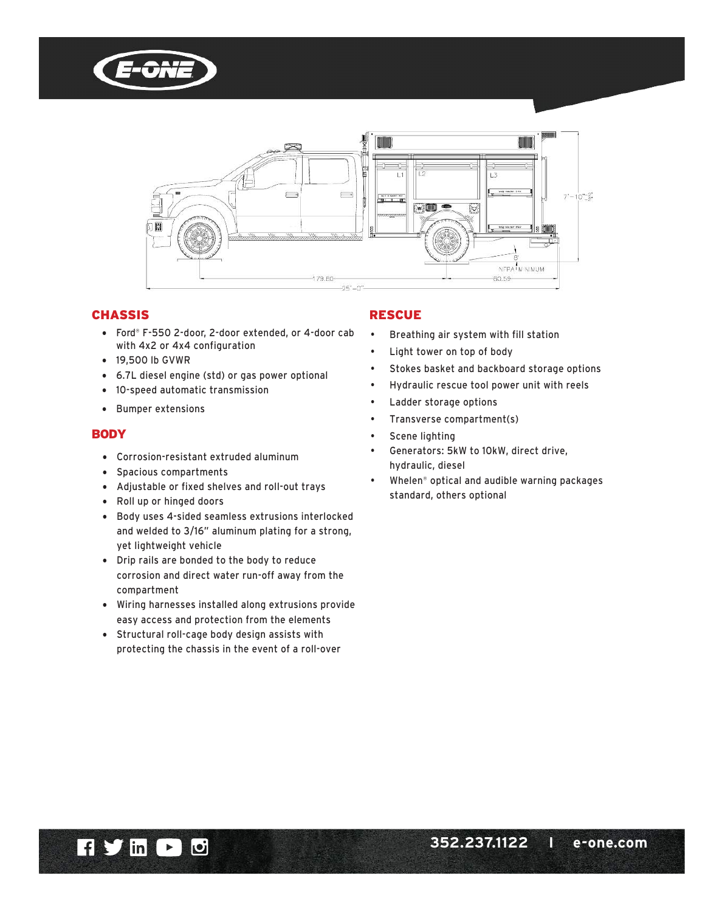## CHASSIS

- Ford® F-550 2-door, 2-door extended, or 4-door cab with 4x2 or 4x4 configuration
- 19,500 lb GVWR
- 6.7L diesel engine (std) or gas power optional
- 10-speed automatic transmission
- Bumper extensions

## BODY

- Corrosion-resistant extruded aluminum
- Spacious compartments
- Adjustable or fixed shelves and roll-out trays
- Roll up or hinged doors
- Body uses 4-sided seamless extrusions interlocked and welded to 3/16" aluminum plating for a strong, yet lightweight vehicle
- Drip rails are bonded to the body to reduce corrosion and direct water run-off away from the compartment
- Wiring harnesses installed along extrusions provide easy access and protection from the elements
- Structural roll-cage body design assists with protecting the chassis in the event of a roll-over

## RESCUE

- Breathing air system with fill station
- Light tower on top of body
- Stokes basket and backboard storage options
- Hydraulic rescue tool power unit with reels
- Ladder storage options
- Transverse compartment(s)
- Scene lighting
- Generators: 5kW to 10kW, direct drive, hydraulic, diesel
- Whelen® optical and audible warning packages standard, others optional

352.237.1122 | e-one.com